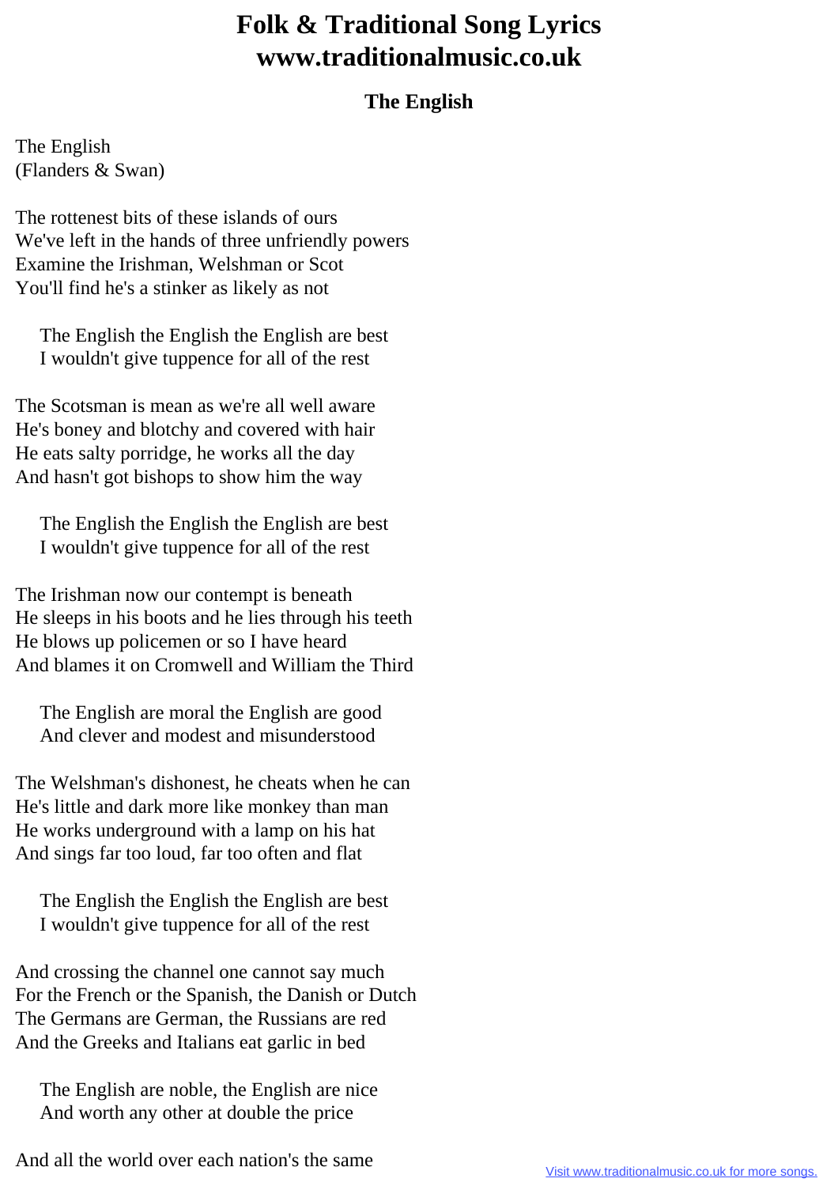# Folk & Traditional Song Lyrics
# www.traditionalmusic.co.uk

### The English

The English
(Flanders & Swan)

The rottenest bits of these islands of ours
We've left in the hands of three unfriendly powers
Examine the Irishman, Welshman or Scot
You'll find he's a stinker as likely as not

  The English the English the English are best
  I wouldn't give tuppence for all of the rest

The Scotsman is mean as we're all well aware
He's boney and blotchy and covered with hair
He eats salty porridge, he works all the day
And hasn't got bishops to show him the way

  The English the English the English are best
  I wouldn't give tuppence for all of the rest

The Irishman now our contempt is beneath
He sleeps in his boots and he lies through his teeth
He blows up policemen or so I have heard
And blames it on Cromwell and William the Third

  The English are moral the English are good
  And clever and modest and misunderstood

The Welshman's dishonest, he cheats when he can
He's little and dark more like monkey than man
He works underground with a lamp on his hat
And sings far too loud, far too often and flat

  The English the English the English are best
  I wouldn't give tuppence for all of the rest

And crossing the channel one cannot say much
For the French or the Spanish, the Danish or Dutch
The Germans are German, the Russians are red
And the Greeks and Italians eat garlic in bed

  The English are noble, the English are nice
  And worth any other at double the price

And all the world over each nation's the same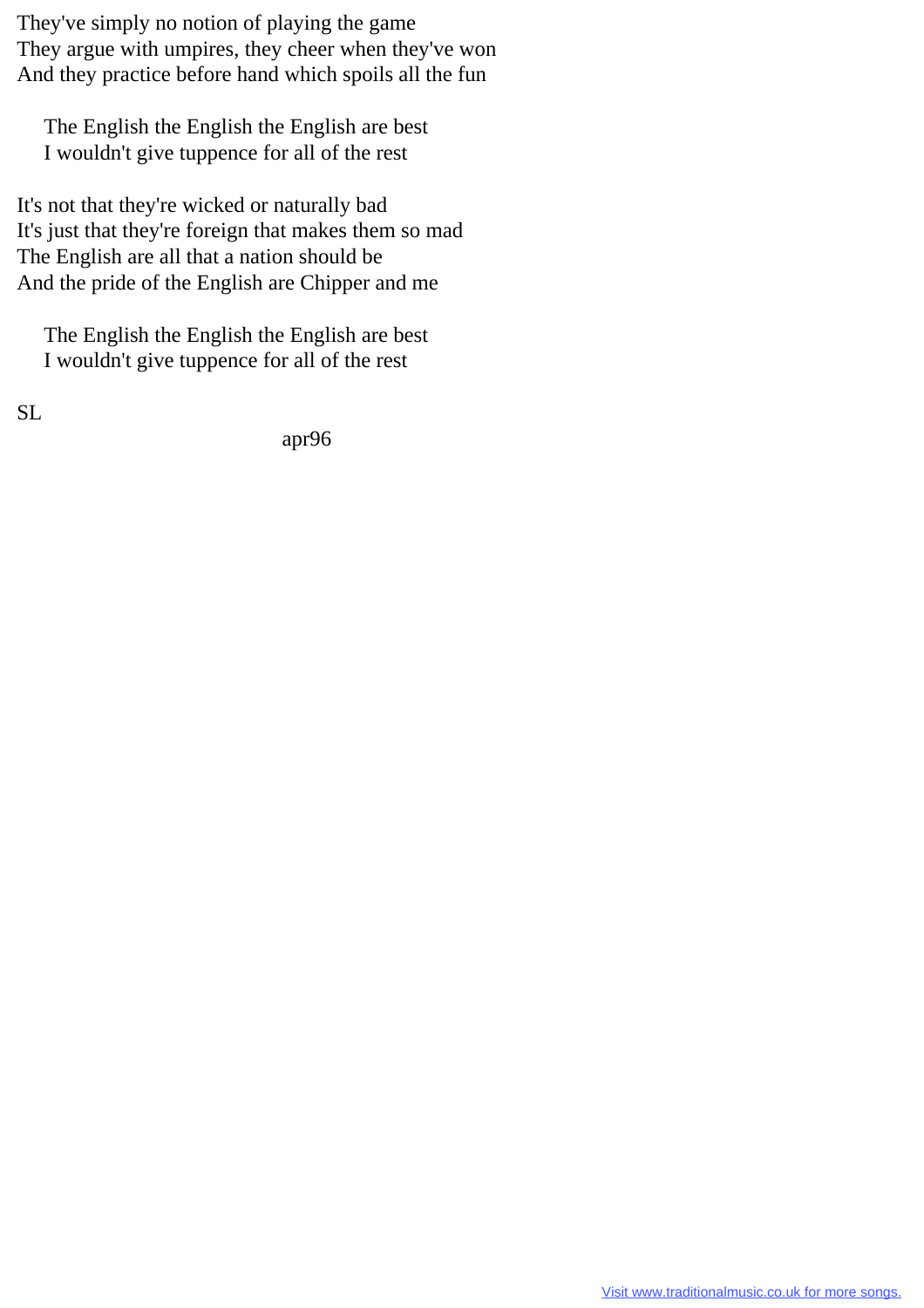They've simply no notion of playing the game
They argue with umpires, they cheer when they've won
And they practice before hand which spoils all the fun

The English the English the English are best
I wouldn't give tuppence for all of the rest

It's not that they're wicked or naturally bad
It's just that they're foreign that makes them so mad
The English are all that a nation should be
And the pride of the English are Chipper and me

The English the English the English are best
I wouldn't give tuppence for all of the rest

SL

apr96